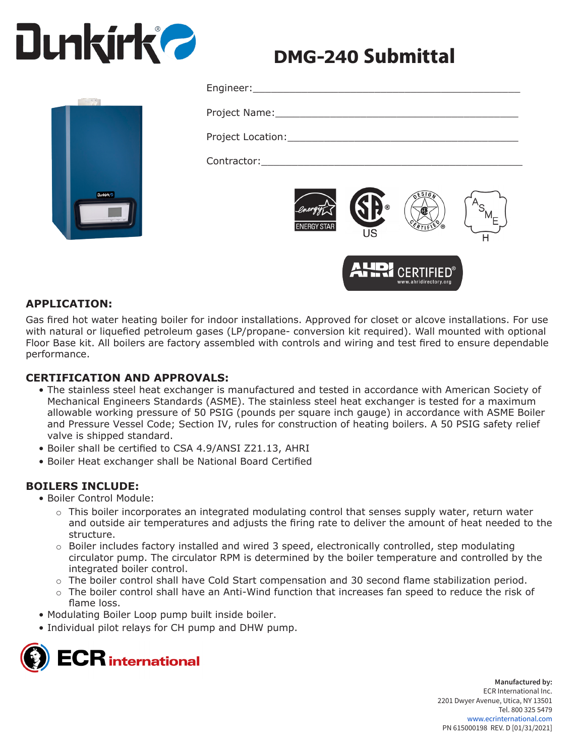# DMG-240 Submittal

Engineer:\_\_\_\_\_\_\_\_\_\_\_\_\_\_\_\_\_\_\_\_\_\_\_\_\_\_\_\_\_\_\_\_\_\_\_\_\_\_\_\_

Project Name:\_\_\_\_\_\_\_\_\_\_\_\_\_\_\_\_\_\_\_\_\_\_\_\_\_\_\_\_\_\_\_\_\_\_\_\_\_\_

Project Location:\_\_\_\_\_\_\_\_\_\_\_\_\_\_\_\_\_\_\_\_\_\_\_\_\_\_\_\_\_\_\_\_\_\_\_

Contractor:\_\_\_\_\_\_\_\_\_\_\_\_\_\_\_\_\_\_\_\_\_\_\_\_\_\_\_\_\_\_\_\_\_\_\_\_\_\_\_\_

## APPLICATION:

Gas fired hot water heating boiler for indoor installations. Approved for closet or alcove installations. For use with natural or liquefied petroleum gases (LP/propane- conversion kit required). Wall mounted with optional Floor Base kit. All boilers are factory assembled with controls and wiring and test fired to ensure dependable performance.

## CERTIFICATION AND APPROVALS:

- The stainless steel heat exchanger is manufactured and tested in accordance with American Society of Mechanical Engineers Standards (ASME). The stainless steel heat exchanger is tested for a maximum allowable working pressure of 50 PSIG (pounds per square inch gauge) in accordance with ASME Boiler and Pressure Vessel Code; Section IV, rules for construction of heating boilers. A 50 PSIG safety relief valve is shipped standard.
- Boiler shall be certified to CSA 4.9/ANSI Z21.13, AHRI
- Boiler Heat exchanger shall be National Board Certified

## BOILERS INCLUDE:

- Boiler Control Module:
  - This boiler incorporates an integrated modulating control that senses supply water, return water and outside air temperatures and adjusts the firing rate to deliver the amount of heat needed to the structure.
  - Boiler includes factory installed and wired 3 speed, electronically controlled, step modulating circulator pump. The circulator RPM is determined by the boiler temperature and controlled by the integrated boiler control.
  - The boiler control shall have Cold Start compensation and 30 second flame stabilization period.
  - The boiler control shall have an Anti-Wind function that increases fan speed to reduce the risk of flame loss.
- Modulating Boiler Loop pump built inside boiler.
- Individual pilot relays for CH pump and DHW pump.

**Manufactured by:**
ECR International Inc.
2201 Dwyer Avenue, Utica, NY 13501
Tel. 800 325 5479
www.ecrinternational.com
PN 615000198 REV. D [01/31/2021]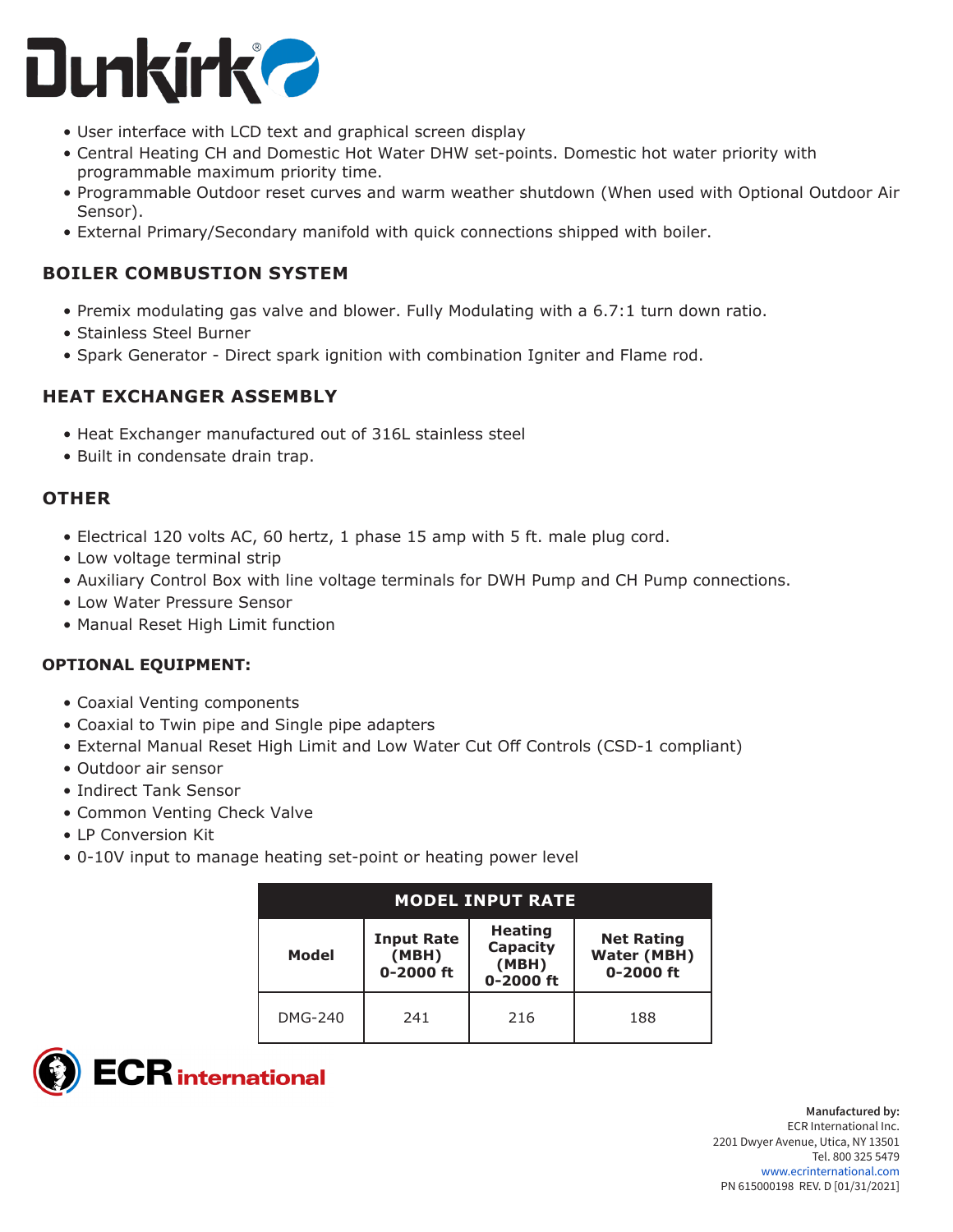- User interface with LCD text and graphical screen display
- Central Heating CH and Domestic Hot Water DHW set-points. Domestic hot water priority with programmable maximum priority time.
- Programmable Outdoor reset curves and warm weather shutdown (When used with Optional Outdoor Air Sensor).
- External Primary/Secondary manifold with quick connections shipped with boiler.

## BOILER COMBUSTION SYSTEM

- Premix modulating gas valve and blower. Fully Modulating with a 6.7:1 turn down ratio.
- Stainless Steel Burner
- Spark Generator - Direct spark ignition with combination Igniter and Flame rod.

## HEAT EXCHANGER ASSEMBLY

- Heat Exchanger manufactured out of 316L stainless steel
- Built in condensate drain trap.

## OTHER

- Electrical 120 volts AC, 60 hertz, 1 phase 15 amp with 5 ft. male plug cord.
- Low voltage terminal strip
- Auxiliary Control Box with line voltage terminals for DWH Pump and CH Pump connections.
- Low Water Pressure Sensor
- Manual Reset High Limit function

### OPTIONAL EQUIPMENT:

- Coaxial Venting components
- Coaxial to Twin pipe and Single pipe adapters
- External Manual Reset High Limit and Low Water Cut Off Controls (CSD-1 compliant)
- Outdoor air sensor
- Indirect Tank Sensor
- Common Venting Check Valve
- LP Conversion Kit
- 0-10V input to manage heating set-point or heating power level

| MODEL INPUT RATE | | | |
|---|---|---|---|
| Model | Input Rate (MBH) 0-2000 ft | Heating Capacity (MBH) 0-2000 ft | Net Rating Water (MBH) 0-2000 ft |
| DMG-240 | 241 | 216 | 188 |

**Manufactured by:**
ECR International Inc.
2201 Dwyer Avenue, Utica, NY 13501
Tel. 800 325 5479
www.ecrinternational.com
PN 615000198 REV. D [01/31/2021]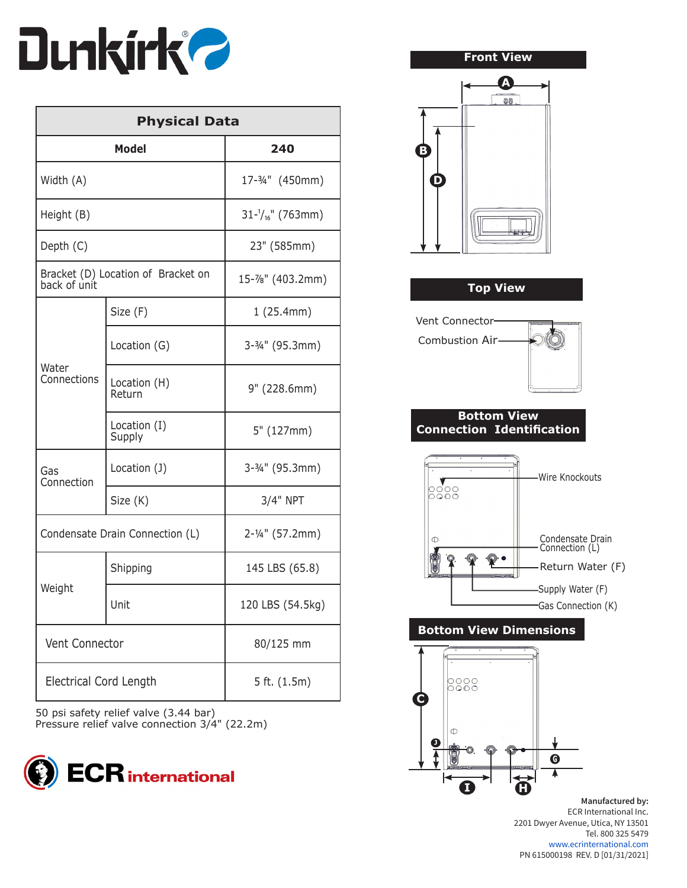# Dunkirk

## Physical Data

| Model | | 240 |
|---|---|---|
| Width (A) | | 17-¾" (450mm) |
| Height (B) | | 31-1/16" (763mm) |
| Depth (C) | | 23" (585mm) |
| Bracket (D) Location of Bracket on back of unit | | 15-⅞" (403.2mm) |
| Water Connections | Size (F) | 1 (25.4mm) |
| | Location (G) | 3-¾" (95.3mm) |
| | Location (H) Return | 9" (228.6mm) |
| | Location (I) Supply | 5" (127mm) |
| Gas Connection | Location (J) | 3-¾" (95.3mm) |
| | Size (K) | 3/4" NPT |
| Condensate Drain Connection (L) | | 2-¼" (57.2mm) |
| Weight | Shipping | 145 LBS (65.8) |
| | Unit | 120 LBS (54.5kg) |
| Vent Connector | | 80/125 mm |
| Electrical Cord Length | | 5 ft. (1.5m) |

50 psi safety relief valve (3.44 bar)
Pressure relief valve connection 3/4" (22.2m)

**ECR international**

### Front View

A, B, D

### Top View

Vent Connector
Combustion Air

### Bottom View Connection Identification

Wire Knockouts
Condensate Drain Connection (L)
Return Water (F)
Supply Water (F)
Gas Connection (K)

### Bottom View Dimensions

C, J, G, I, H

**Manufactured by:**
ECR International Inc.
2201 Dwyer Avenue, Utica, NY 13501
Tel. 800 325 5479
www.ecrinternational.com
PN 615000198 REV. D [01/31/2021]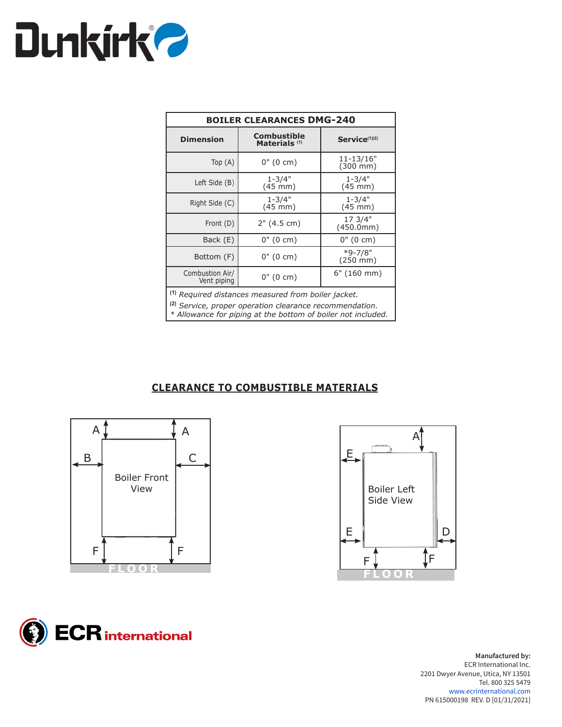Dunkirk®

| BOILER CLEARANCES DMG-240 | | |
|---|---|---|
| Dimension | Combustible Materials [1] | Service[1][2] |
| Top (A) | 0" (0 cm) | 11-13/16" (300 mm) |
| Left Side (B) | 1-3/4" (45 mm) | 1-3/4" (45 mm) |
| Right Side (C) | 1-3/4" (45 mm) | 1-3/4" (45 mm) |
| Front (D) | 2" (4.5 cm) | 17 3/4" (450.0mm) |
| Back (E) | 0" (0 cm) | 0" (0 cm) |
| Bottom (F) | 0" (0 cm) | *9-7/8" (250 mm) |
| Combustion Air/ Vent piping | 0" (0 cm) | 6" (160 mm) |

[1] *Required distances measured from boiler jacket.*
[2] *Service, proper operation clearance recommendation.*
*\* Allowance for piping at the bottom of boiler not included.*

## CLEARANCE TO COMBUSTIBLE MATERIALS

A A B C Boiler Front View F F FLOOR

A E Boiler Left Side View E D F F FLOOR

ECR international

**Manufactured by:**
ECR International Inc.
2201 Dwyer Avenue, Utica, NY 13501
Tel. 800 325 5479
www.ecrinternational.com
PN 615000198 REV. D [01/31/2021]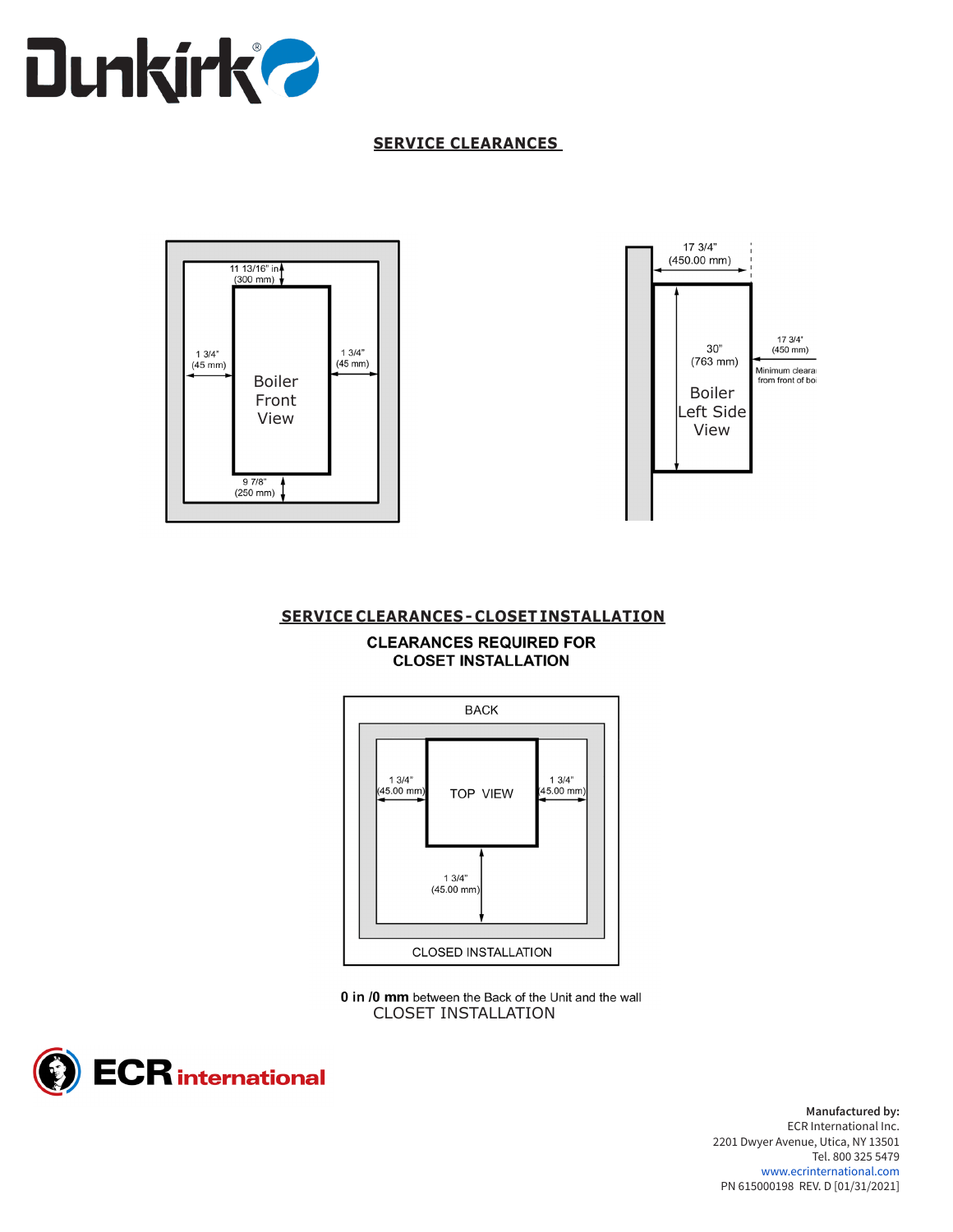# Dunkirk

## SERVICE CLEARANCES

11 13/16" in
(300 mm)

1 3/4"
(45 mm)

Boiler
Front
View

1 3/4"
(45 mm)

9 7/8"
(250 mm)

17 3/4"
(450.00 mm)

30"
(763 mm)

Boiler
Left Side
View

17 3/4"
(450 mm)

Minimum cleara
from front of boi

## SERVICE CLEARANCES - CLOSET INSTALLATION

**CLEARANCES REQUIRED FOR CLOSET INSTALLATION**

BACK

1 3/4"
(45.00 mm)

TOP VIEW

1 3/4"
(45.00 mm)

1 3/4"
(45.00 mm)

CLOSED INSTALLATION

**0 in /0 mm** between the Back of the Unit and the wall
CLOSET INSTALLATION

ECR international

**Manufactured by:**
ECR International Inc.
2201 Dwyer Avenue, Utica, NY 13501
Tel. 800 325 5479
www.ecrinternational.com
PN 615000198 REV. D [01/31/2021]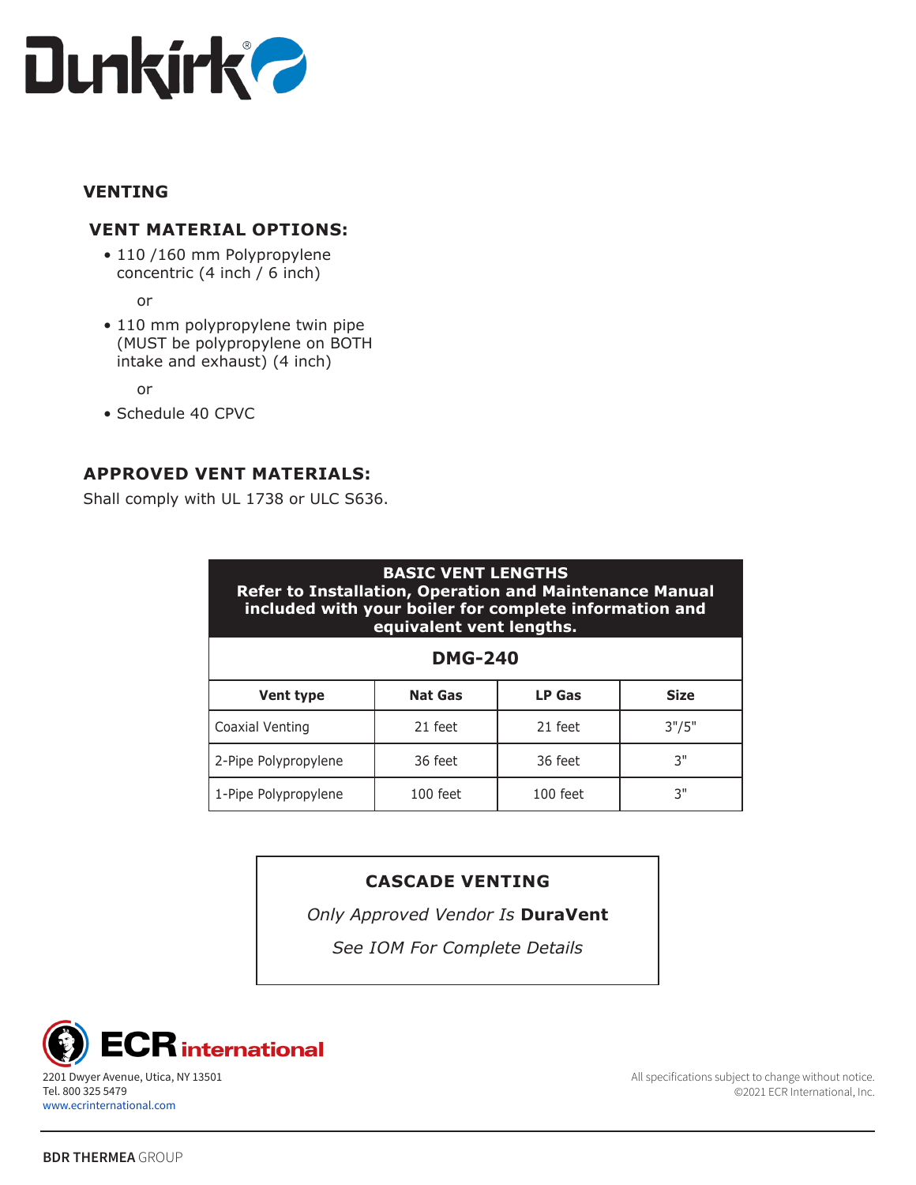## VENTING

### VENT MATERIAL OPTIONS:

- 110 /160 mm Polypropylene concentric (4 inch / 6 inch)

  or

- 110 mm polypropylene twin pipe (MUST be polypropylene on BOTH intake and exhaust) (4 inch)

  or

- Schedule 40 CPVC

### APPROVED VENT MATERIALS:

Shall comply with UL 1738 or ULC S636.

| BASIC VENT LENGTHS Refer to Installation, Operation and Maintenance Manual included with your boiler for complete information and equivalent vent lengths. | | | |
|---|---|---|---|
| **DMG-240** | | | |
| **Vent type** | **Nat Gas** | **LP Gas** | **Size** |
| Coaxial Venting | 21 feet | 21 feet | 3"/5" |
| 2-Pipe Polypropylene | 36 feet | 36 feet | 3" |
| 1-Pipe Polypropylene | 100 feet | 100 feet | 3" |

**CASCADE VENTING**

*Only Approved Vendor Is* **DuraVent**

*See IOM For Complete Details*

ECR international
2201 Dwyer Avenue, Utica, NY 13501
Tel. 800 325 5479
www.ecrinternational.com

All specifications subject to change without notice.
©2021 ECR International, Inc.

BDR THERMEA GROUP